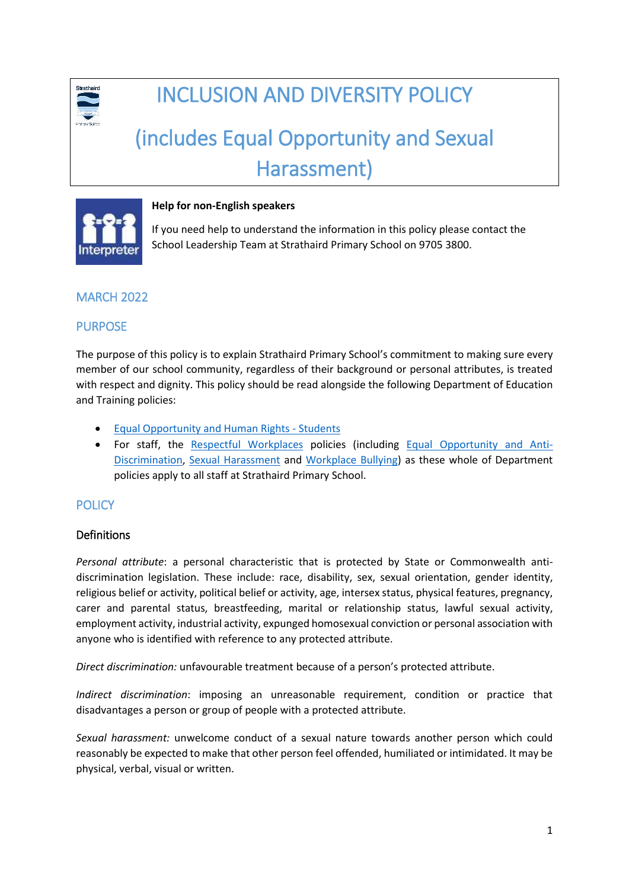# INCLUSION AND DIVERSITY POLICY

# (includes Equal Opportunity and Sexual Harassment)

**Help for non-English speakers**

If you need help to understand the information in this policy please contact the School Leadership Team at Strathaird Primary School on 9705 3800.

## MARCH 2022

## PURPOSE

The purpose of this policy is to explain Strathaird Primary School's commitment to making sure every member of our school community, regardless of their background or personal attributes, is treated with respect and dignity. This policy should be read alongside the following Department of Education and Training policies:

- Equal Opportunity and Human Rights - Students
- For staff, the Respectful Workplaces policies (including Equal Opportunity and Anti-Discrimination, Sexual Harassment and Workplace Bullying) as these whole of Department policies apply to all staff at Strathaird Primary School.

## POLICY

### Definitions

*Personal attribute*: a personal characteristic that is protected by State or Commonwealth anti-discrimination legislation. These include: race, disability, sex, sexual orientation, gender identity, religious belief or activity, political belief or activity, age, intersex status, physical features, pregnancy, carer and parental status, breastfeeding, marital or relationship status, lawful sexual activity, employment activity, industrial activity, expunged homosexual conviction or personal association with anyone who is identified with reference to any protected attribute.

*Direct discrimination:* unfavourable treatment because of a person's protected attribute.

*Indirect discrimination*: imposing an unreasonable requirement, condition or practice that disadvantages a person or group of people with a protected attribute.

*Sexual harassment:* unwelcome conduct of a sexual nature towards another person which could reasonably be expected to make that other person feel offended, humiliated or intimidated. It may be physical, verbal, visual or written.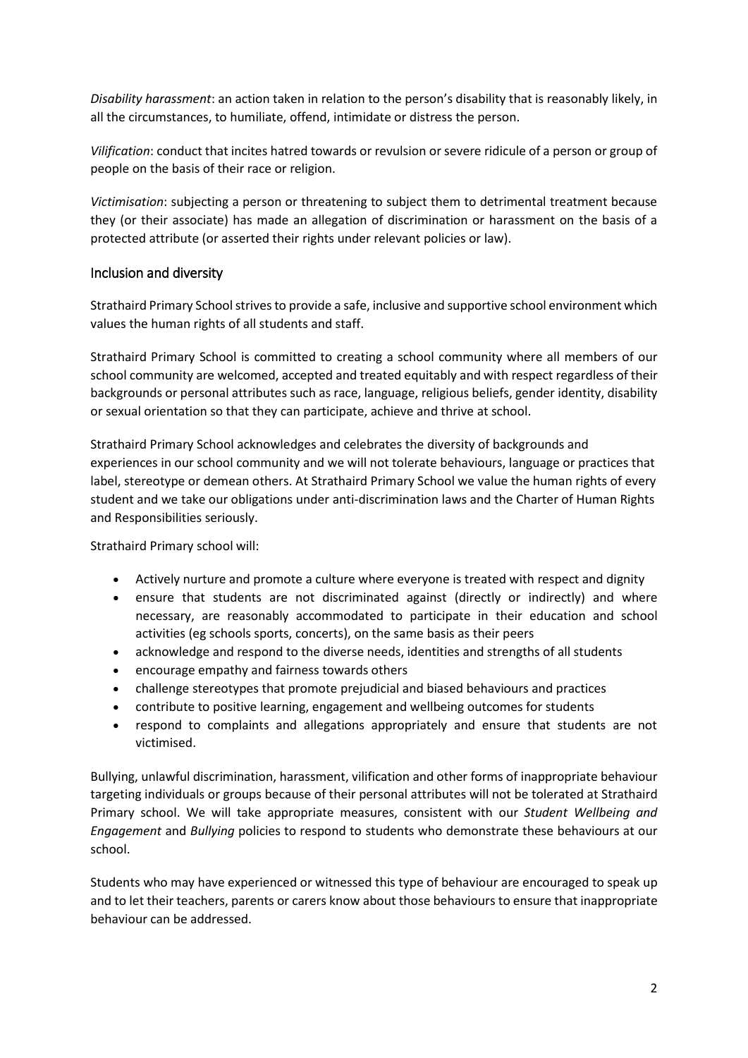*Disability harassment*: an action taken in relation to the person's disability that is reasonably likely, in all the circumstances, to humiliate, offend, intimidate or distress the person.

*Vilification*: conduct that incites hatred towards or revulsion or severe ridicule of a person or group of people on the basis of their race or religion.

*Victimisation*: subjecting a person or threatening to subject them to detrimental treatment because they (or their associate) has made an allegation of discrimination or harassment on the basis of a protected attribute (or asserted their rights under relevant policies or law).

## Inclusion and diversity

Strathaird Primary School strives to provide a safe, inclusive and supportive school environment which values the human rights of all students and staff.

Strathaird Primary School is committed to creating a school community where all members of our school community are welcomed, accepted and treated equitably and with respect regardless of their backgrounds or personal attributes such as race, language, religious beliefs, gender identity, disability or sexual orientation so that they can participate, achieve and thrive at school.

Strathaird Primary School acknowledges and celebrates the diversity of backgrounds and experiences in our school community and we will not tolerate behaviours, language or practices that label, stereotype or demean others. At Strathaird Primary School we value the human rights of every student and we take our obligations under anti-discrimination laws and the Charter of Human Rights and Responsibilities seriously.

Strathaird Primary school will:

- Actively nurture and promote a culture where everyone is treated with respect and dignity
- ensure that students are not discriminated against (directly or indirectly) and where necessary, are reasonably accommodated to participate in their education and school activities (eg schools sports, concerts), on the same basis as their peers
- acknowledge and respond to the diverse needs, identities and strengths of all students
- encourage empathy and fairness towards others
- challenge stereotypes that promote prejudicial and biased behaviours and practices
- contribute to positive learning, engagement and wellbeing outcomes for students
- respond to complaints and allegations appropriately and ensure that students are not victimised.

Bullying, unlawful discrimination, harassment, vilification and other forms of inappropriate behaviour targeting individuals or groups because of their personal attributes will not be tolerated at Strathaird Primary school. We will take appropriate measures, consistent with our *Student Wellbeing and Engagement* and *Bullying* policies to respond to students who demonstrate these behaviours at our school.

Students who may have experienced or witnessed this type of behaviour are encouraged to speak up and to let their teachers, parents or carers know about those behaviours to ensure that inappropriate behaviour can be addressed.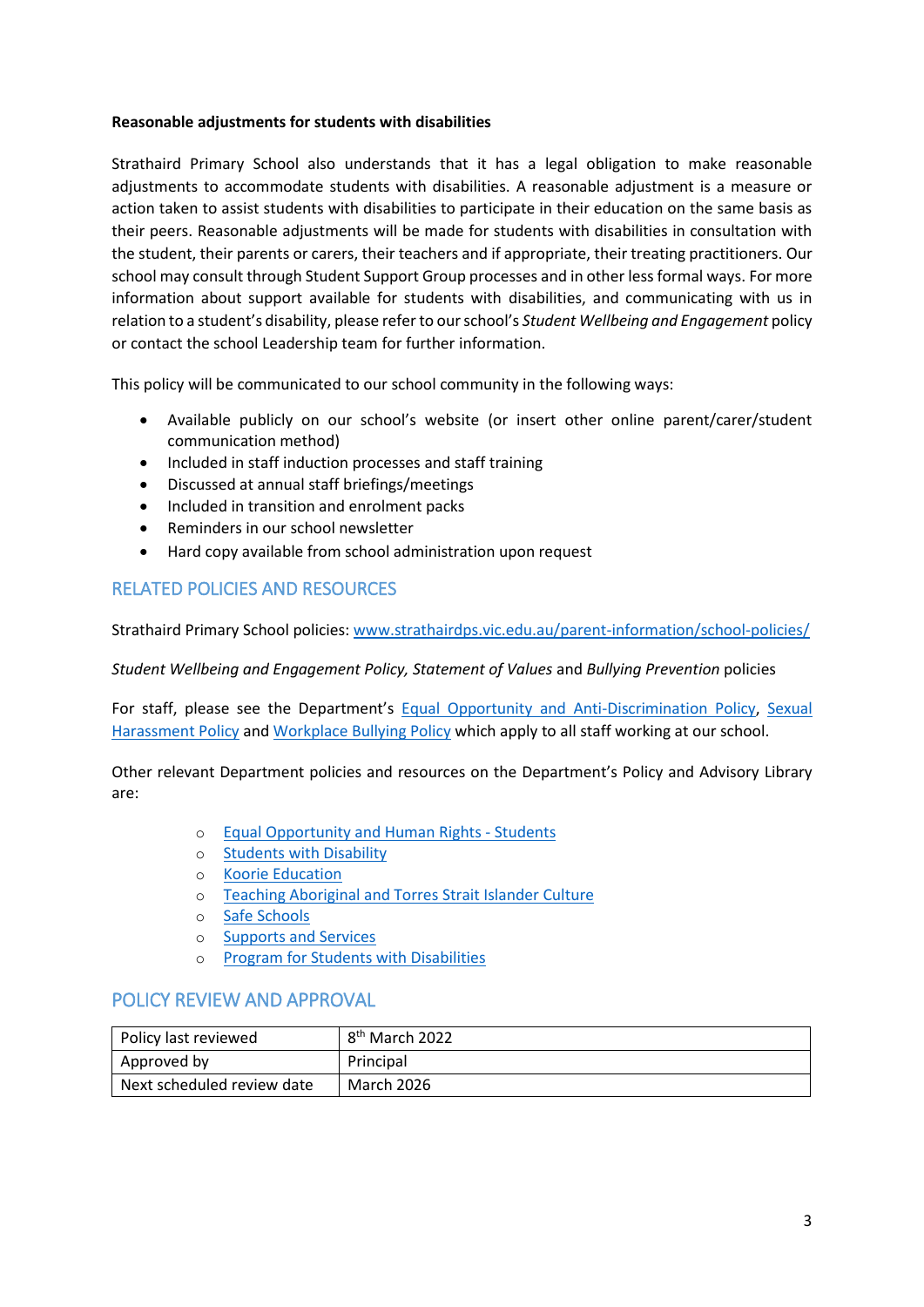**Reasonable adjustments for students with disabilities**

Strathaird Primary School also understands that it has a legal obligation to make reasonable adjustments to accommodate students with disabilities. A reasonable adjustment is a measure or action taken to assist students with disabilities to participate in their education on the same basis as their peers. Reasonable adjustments will be made for students with disabilities in consultation with the student, their parents or carers, their teachers and if appropriate, their treating practitioners. Our school may consult through Student Support Group processes and in other less formal ways. For more information about support available for students with disabilities, and communicating with us in relation to a student's disability, please refer to our school's *Student Wellbeing and Engagement* policy or contact the school Leadership team for further information.

This policy will be communicated to our school community in the following ways:

- Available publicly on our school's website (or insert other online parent/carer/student communication method)
- Included in staff induction processes and staff training
- Discussed at annual staff briefings/meetings
- Included in transition and enrolment packs
- Reminders in our school newsletter
- Hard copy available from school administration upon request

## RELATED POLICIES AND RESOURCES

Strathaird Primary School policies: [www.strathairdps.vic.edu.au/parent-information/school-policies/](www.strathairdps.vic.edu.au/parent-information/school-policies/)

*Student Wellbeing and Engagement Policy, Statement of Values* and *Bullying Prevention* policies

For staff, please see the Department's Equal Opportunity and Anti-Discrimination Policy, Sexual Harassment Policy and Workplace Bullying Policy which apply to all staff working at our school.

Other relevant Department policies and resources on the Department's Policy and Advisory Library are:

- Equal Opportunity and Human Rights - Students
- Students with Disability
- Koorie Education
- Teaching Aboriginal and Torres Strait Islander Culture
- Safe Schools
- Supports and Services
- Program for Students with Disabilities

## POLICY REVIEW AND APPROVAL

| | |
|---|---|
| Policy last reviewed | 8th March 2022 |
| Approved by | Principal |
| Next scheduled review date | March 2026 |